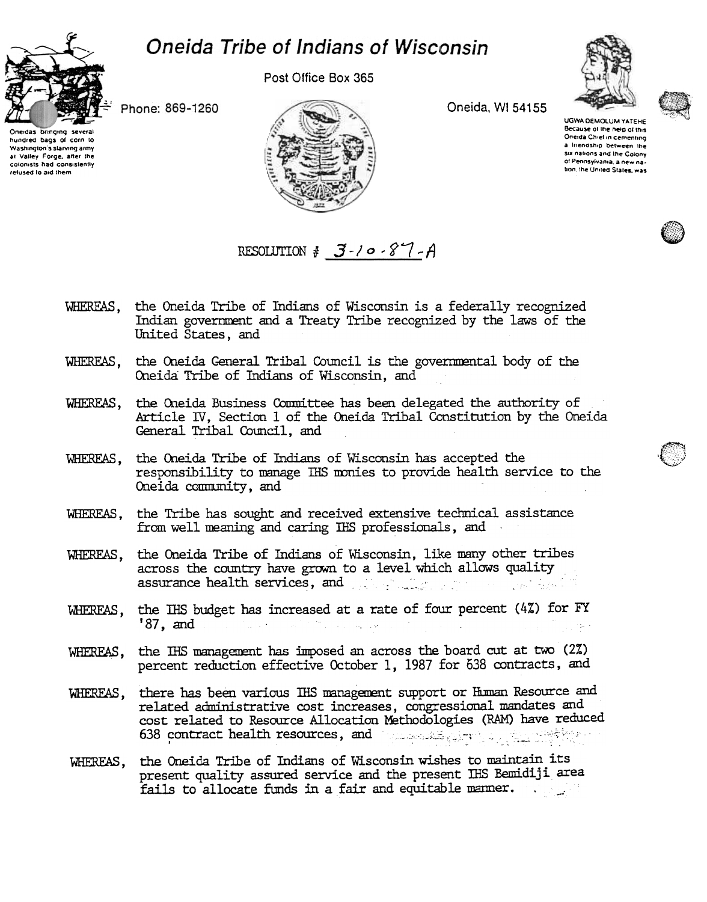# Oneida Tribe of Indians of Wisconsin

Post Office Box 365

Phone: 869-1260

Oneida, WI 54155

Oneidas bringing several hundred bags of corn to Washington's starving army at Valley Forge, after the colonists had consistently refused to aid them

UGWA DEMOLUM YATEHE
Because of the help of this Oneida Chief in cementing a friendship between the six nations and the Colony of Pennsylvania, a new nation, the United States, was

RESOLUTION # 3-10-87-A

WHEREAS, the Oneida Tribe of Indians of Wisconsin is a federally recognized Indian government and a Treaty Tribe recognized by the laws of the United States, and

WHEREAS, the Oneida General Tribal Council is the governmental body of the Oneida Tribe of Indians of Wisconsin, and

WHEREAS, the Oneida Business Committee has been delegated the authority of Article IV, Section 1 of the Oneida Tribal Constitution by the Oneida General Tribal Council, and

WHEREAS, the Oneida Tribe of Indians of Wisconsin has accepted the responsibility to manage IHS monies to provide health service to the Oneida community, and

WHEREAS, the Tribe has sought and received extensive technical assistance from well meaning and caring IHS professionals, and

WHEREAS, the Oneida Tribe of Indians of Wisconsin, like many other tribes across the country have grown to a level which allows quality assurance health services, and

WHEREAS, the IHS budget has increased at a rate of four percent (4%) for FY '87, and

WHEREAS, the IHS management has imposed an across the board cut at two (2%) percent reduction effective October 1, 1987 for 638 contracts, and

WHEREAS, there has been various IHS management support or Human Resource and related administrative cost increases, congressional mandates and cost related to Resource Allocation Methodologies (RAM) have reduced 638 contract health resources, and

WHEREAS, the Oneida Tribe of Indians of Wisconsin wishes to maintain its present quality assured service and the present IHS Bemidiji area fails to allocate funds in a fair and equitable manner.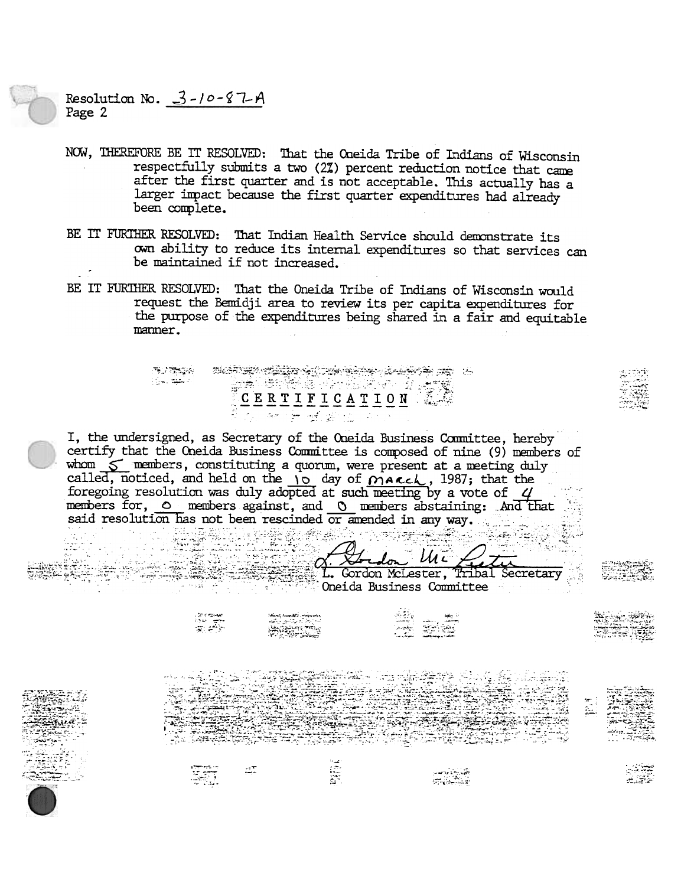Resolution No. 3-10-87-A
Page 2

NOW, THEREFORE BE IT RESOLVED: That the Oneida Tribe of Indians of Wisconsin respectfully submits a two (2%) percent reduction notice that came after the first quarter and is not acceptable. This actually has a larger impact because the first quarter expenditures had already been complete.

BE IT FURTHER RESOLVED: That Indian Health Service should demonstrate its own ability to reduce its internal expenditures so that services can be maintained if not increased.

BE IT FURTHER RESOLVED: That the Oneida Tribe of Indians of Wisconsin would request the Bemidji area to review its per capita expenditures for the purpose of the expenditures being shared in a fair and equitable manner.

## CERTIFICATION

I, the undersigned, as Secretary of the Oneida Business Committee, hereby certify that the Oneida Business Committee is composed of nine (9) members of whom 5 members, constituting a quorum, were present at a meeting duly called, noticed, and held on the 10 day of March, 1987; that the foregoing resolution was duly adopted at such meeting by a vote of 4 members for, 0 members against, and 0 members abstaining: And that said resolution has not been rescinded or amended in any way.

L. Gordon McLester, Tribal Secretary
Oneida Business Committee